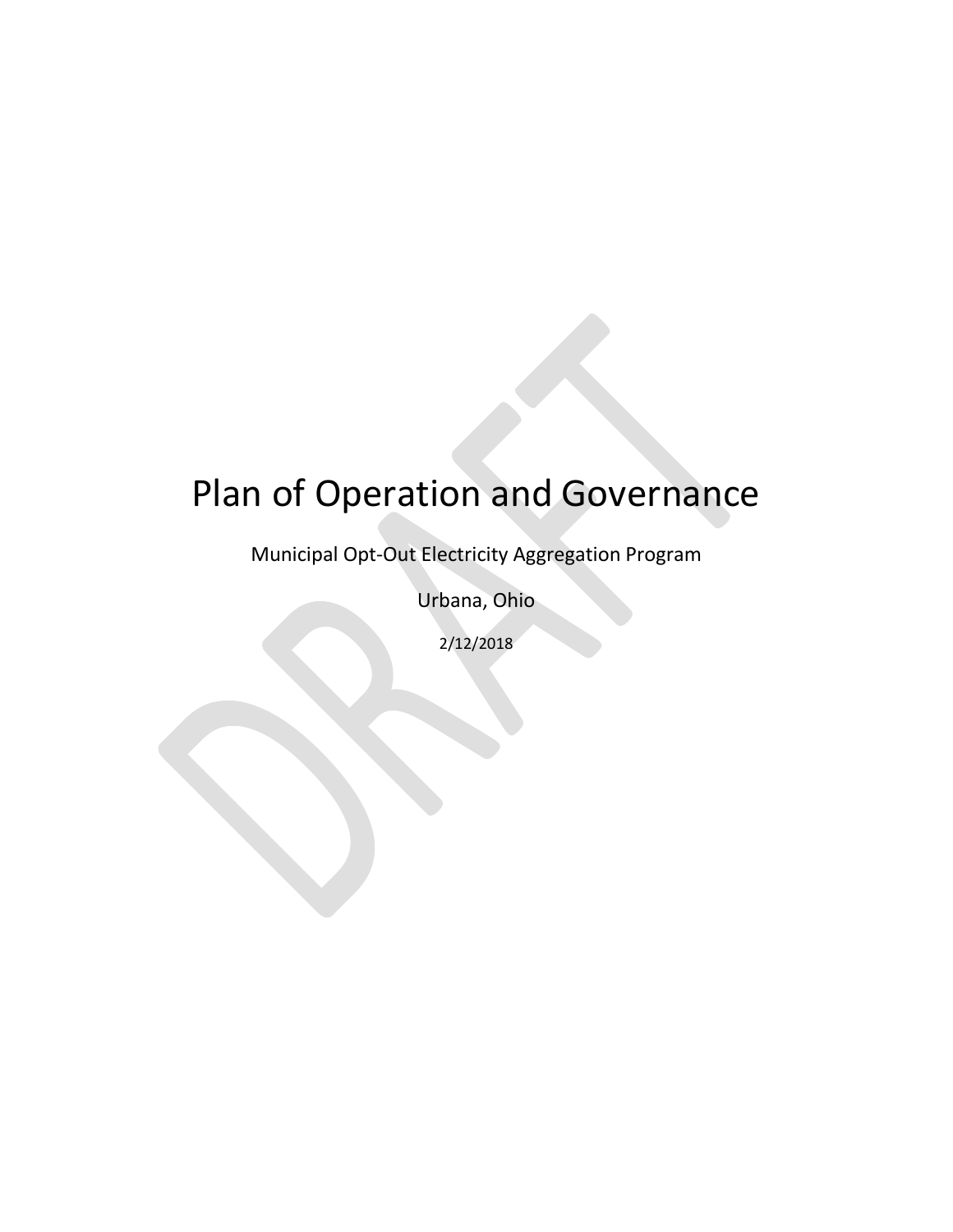# Plan of Operation and Governance

Municipal Opt-Out Electricity Aggregation Program

Urbana, Ohio

2/12/2018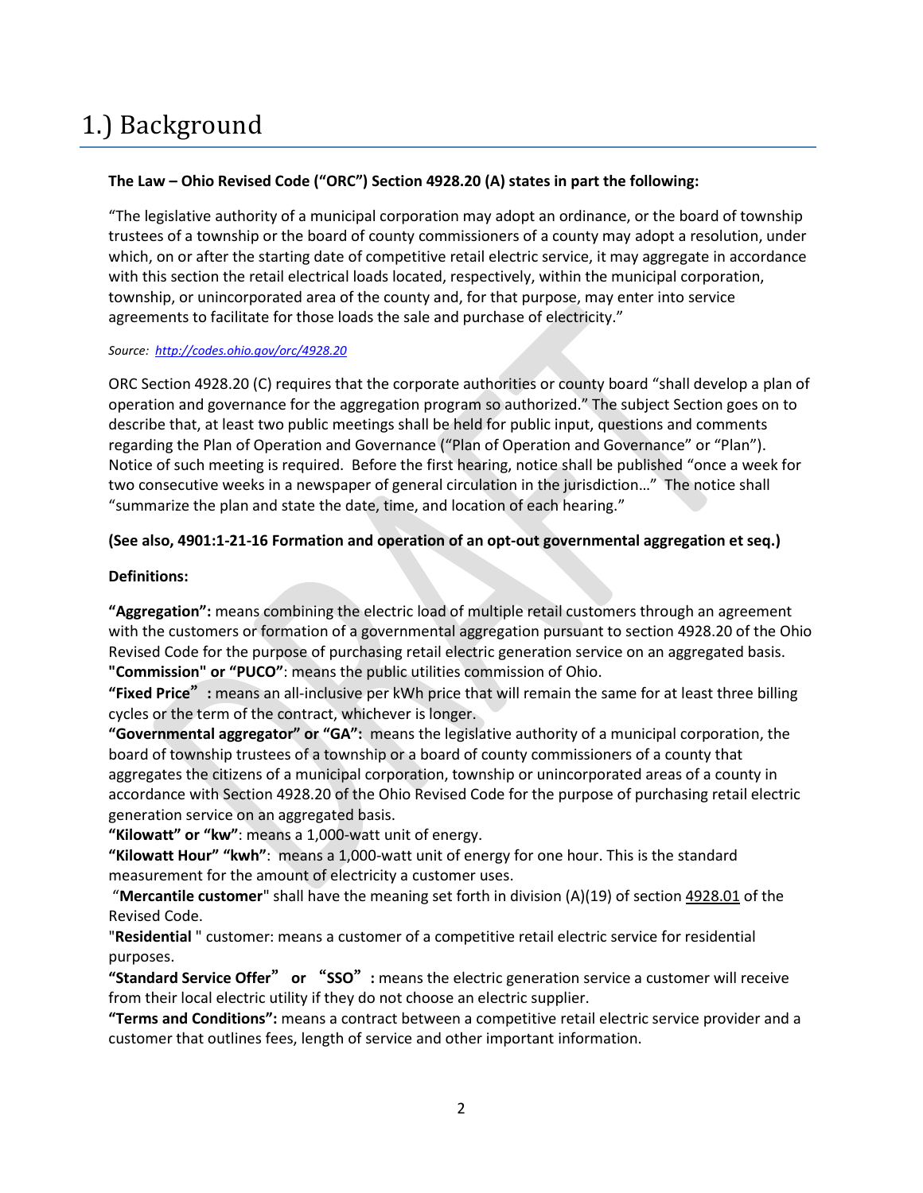# 1.) Background

**The Law – Ohio Revised Code ("ORC") Section 4928.20 (A) states in part the following:**

"The legislative authority of a municipal corporation may adopt an ordinance, or the board of township trustees of a township or the board of county commissioners of a county may adopt a resolution, under which, on or after the starting date of competitive retail electric service, it may aggregate in accordance with this section the retail electrical loads located, respectively, within the municipal corporation, township, or unincorporated area of the county and, for that purpose, may enter into service agreements to facilitate for those loads the sale and purchase of electricity."

*Source: [http://codes.ohio.gov/orc/4928.20](http://codes.ohio.gov/orc/4928.20)*

ORC Section 4928.20 (C) requires that the corporate authorities or county board "shall develop a plan of operation and governance for the aggregation program so authorized." The subject Section goes on to describe that, at least two public meetings shall be held for public input, questions and comments regarding the Plan of Operation and Governance ("Plan of Operation and Governance" or "Plan"). Notice of such meeting is required. Before the first hearing, notice shall be published "once a week for two consecutive weeks in a newspaper of general circulation in the jurisdiction…" The notice shall "summarize the plan and state the date, time, and location of each hearing."

**(See also, 4901:1-21-16 Formation and operation of an opt-out governmental aggregation et seq.)**

**Definitions:**

**"Aggregation":** means combining the electric load of multiple retail customers through an agreement with the customers or formation of a governmental aggregation pursuant to section 4928.20 of the Ohio Revised Code for the purpose of purchasing retail electric generation service on an aggregated basis.
**"Commission" or "PUCO"**: means the public utilities commission of Ohio.
**"Fixed Price" :** means an all-inclusive per kWh price that will remain the same for at least three billing cycles or the term of the contract, whichever is longer.
**"Governmental aggregator" or "GA":** means the legislative authority of a municipal corporation, the board of township trustees of a township or a board of county commissioners of a county that aggregates the citizens of a municipal corporation, township or unincorporated areas of a county in accordance with Section 4928.20 of the Ohio Revised Code for the purpose of purchasing retail electric generation service on an aggregated basis.
**"Kilowatt" or "kw"**: means a 1,000-watt unit of energy.
**"Kilowatt Hour" "kwh"**: means a 1,000-watt unit of energy for one hour. This is the standard measurement for the amount of electricity a customer uses.
"**Mercantile customer**" shall have the meaning set forth in division (A)(19) of section 4928.01 of the Revised Code.
"**Residential** " customer: means a customer of a competitive retail electric service for residential purposes.
**"Standard Service Offer" or "SSO" :** means the electric generation service a customer will receive from their local electric utility if they do not choose an electric supplier.
**"Terms and Conditions":** means a contract between a competitive retail electric service provider and a customer that outlines fees, length of service and other important information.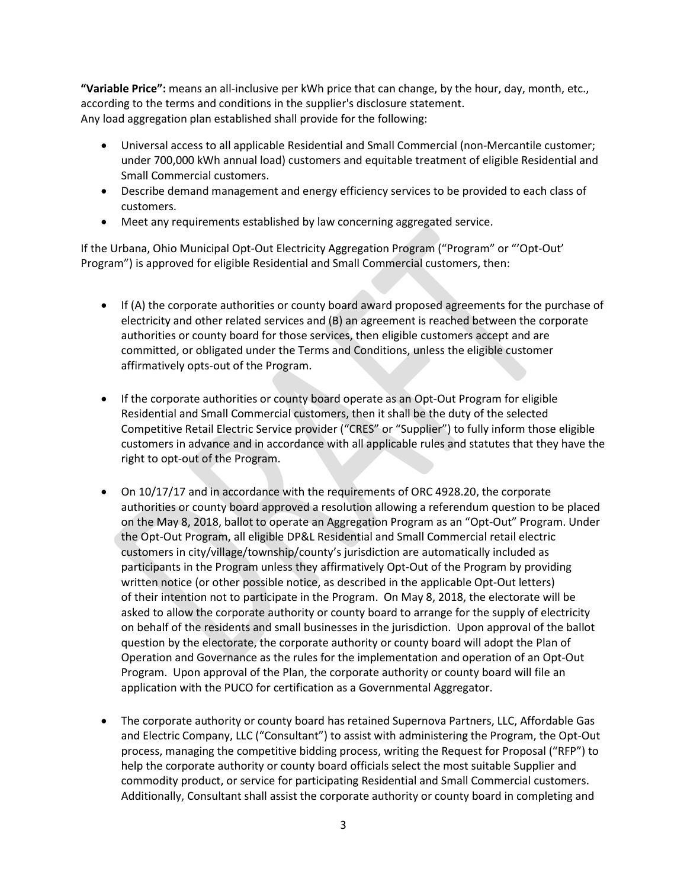**"Variable Price":** means an all-inclusive per kWh price that can change, by the hour, day, month, etc., according to the terms and conditions in the supplier's disclosure statement.
Any load aggregation plan established shall provide for the following:

- Universal access to all applicable Residential and Small Commercial (non-Mercantile customer; under 700,000 kWh annual load) customers and equitable treatment of eligible Residential and Small Commercial customers.
- Describe demand management and energy efficiency services to be provided to each class of customers.
- Meet any requirements established by law concerning aggregated service.

If the Urbana, Ohio Municipal Opt-Out Electricity Aggregation Program ("Program" or "'Opt-Out' Program") is approved for eligible Residential and Small Commercial customers, then:

- If (A) the corporate authorities or county board award proposed agreements for the purchase of electricity and other related services and (B) an agreement is reached between the corporate authorities or county board for those services, then eligible customers accept and are committed, or obligated under the Terms and Conditions, unless the eligible customer affirmatively opts-out of the Program.

- If the corporate authorities or county board operate as an Opt-Out Program for eligible Residential and Small Commercial customers, then it shall be the duty of the selected Competitive Retail Electric Service provider ("CRES" or "Supplier") to fully inform those eligible customers in advance and in accordance with all applicable rules and statutes that they have the right to opt-out of the Program.

- On 10/17/17 and in accordance with the requirements of ORC 4928.20, the corporate authorities or county board approved a resolution allowing a referendum question to be placed on the May 8, 2018, ballot to operate an Aggregation Program as an "Opt-Out" Program. Under the Opt-Out Program, all eligible DP&L Residential and Small Commercial retail electric customers in city/village/township/county's jurisdiction are automatically included as participants in the Program unless they affirmatively Opt-Out of the Program by providing written notice (or other possible notice, as described in the applicable Opt-Out letters) of their intention not to participate in the Program. On May 8, 2018, the electorate will be asked to allow the corporate authority or county board to arrange for the supply of electricity on behalf of the residents and small businesses in the jurisdiction. Upon approval of the ballot question by the electorate, the corporate authority or county board will adopt the Plan of Operation and Governance as the rules for the implementation and operation of an Opt-Out Program. Upon approval of the Plan, the corporate authority or county board will file an application with the PUCO for certification as a Governmental Aggregator.

- The corporate authority or county board has retained Supernova Partners, LLC, Affordable Gas and Electric Company, LLC ("Consultant") to assist with administering the Program, the Opt-Out process, managing the competitive bidding process, writing the Request for Proposal ("RFP") to help the corporate authority or county board officials select the most suitable Supplier and commodity product, or service for participating Residential and Small Commercial customers. Additionally, Consultant shall assist the corporate authority or county board in completing and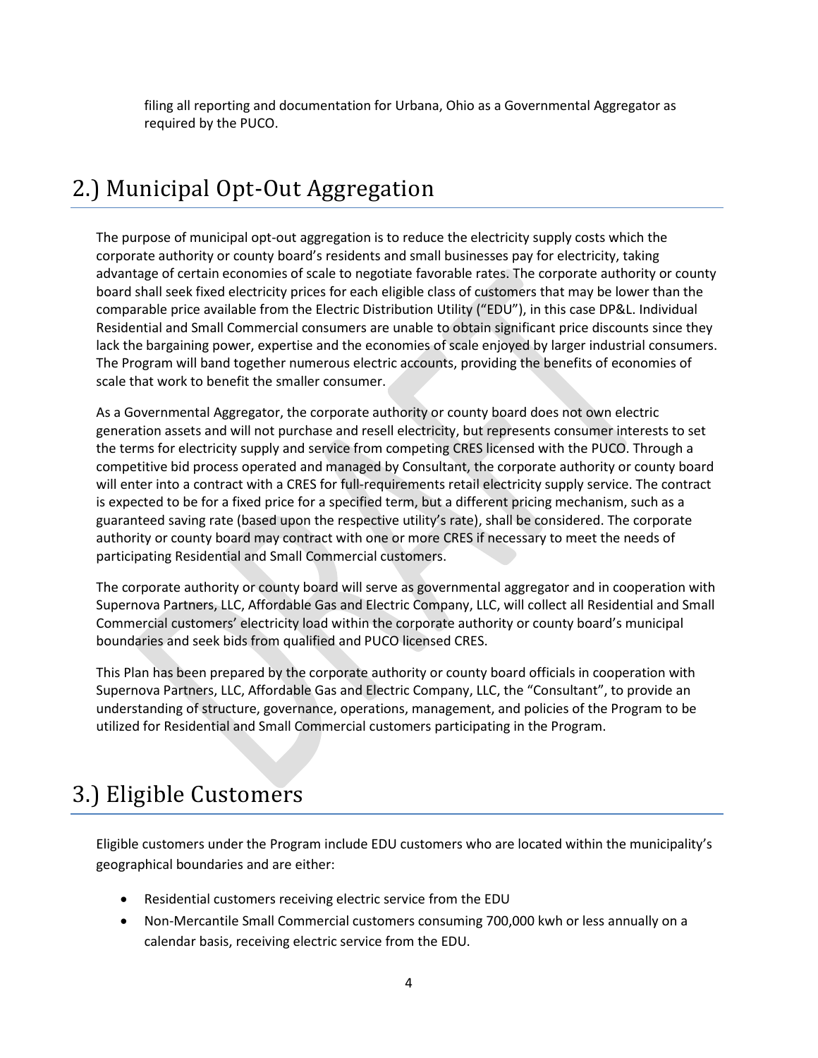filing all reporting and documentation for Urbana, Ohio as a Governmental Aggregator as required by the PUCO.

## 2.) Municipal Opt-Out Aggregation

The purpose of municipal opt-out aggregation is to reduce the electricity supply costs which the corporate authority or county board's residents and small businesses pay for electricity, taking advantage of certain economies of scale to negotiate favorable rates. The corporate authority or county board shall seek fixed electricity prices for each eligible class of customers that may be lower than the comparable price available from the Electric Distribution Utility ("EDU"), in this case DP&L. Individual Residential and Small Commercial consumers are unable to obtain significant price discounts since they lack the bargaining power, expertise and the economies of scale enjoyed by larger industrial consumers. The Program will band together numerous electric accounts, providing the benefits of economies of scale that work to benefit the smaller consumer.

As a Governmental Aggregator, the corporate authority or county board does not own electric generation assets and will not purchase and resell electricity, but represents consumer interests to set the terms for electricity supply and service from competing CRES licensed with the PUCO. Through a competitive bid process operated and managed by Consultant, the corporate authority or county board will enter into a contract with a CRES for full-requirements retail electricity supply service. The contract is expected to be for a fixed price for a specified term, but a different pricing mechanism, such as a guaranteed saving rate (based upon the respective utility's rate), shall be considered. The corporate authority or county board may contract with one or more CRES if necessary to meet the needs of participating Residential and Small Commercial customers.

The corporate authority or county board will serve as governmental aggregator and in cooperation with Supernova Partners, LLC, Affordable Gas and Electric Company, LLC, will collect all Residential and Small Commercial customers' electricity load within the corporate authority or county board's municipal boundaries and seek bids from qualified and PUCO licensed CRES.

This Plan has been prepared by the corporate authority or county board officials in cooperation with Supernova Partners, LLC, Affordable Gas and Electric Company, LLC, the "Consultant", to provide an understanding of structure, governance, operations, management, and policies of the Program to be utilized for Residential and Small Commercial customers participating in the Program.

## 3.) Eligible Customers

Eligible customers under the Program include EDU customers who are located within the municipality's geographical boundaries and are either:

- Residential customers receiving electric service from the EDU
- Non-Mercantile Small Commercial customers consuming 700,000 kwh or less annually on a calendar basis, receiving electric service from the EDU.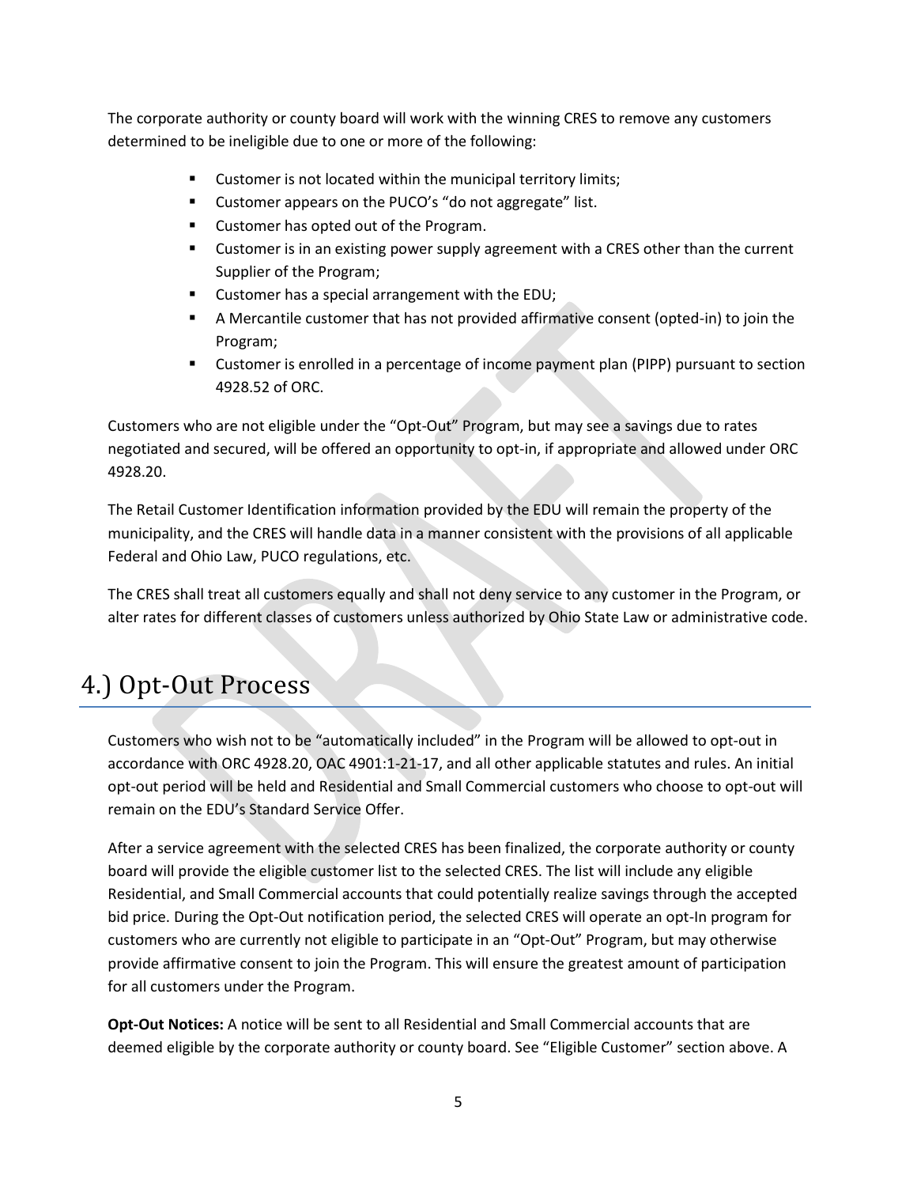The corporate authority or county board will work with the winning CRES to remove any customers determined to be ineligible due to one or more of the following:

- Customer is not located within the municipal territory limits;
- Customer appears on the PUCO's "do not aggregate" list.
- Customer has opted out of the Program.
- Customer is in an existing power supply agreement with a CRES other than the current Supplier of the Program;
- Customer has a special arrangement with the EDU;
- A Mercantile customer that has not provided affirmative consent (opted-in) to join the Program;
- Customer is enrolled in a percentage of income payment plan (PIPP) pursuant to section 4928.52 of ORC.

Customers who are not eligible under the "Opt-Out" Program, but may see a savings due to rates negotiated and secured, will be offered an opportunity to opt-in, if appropriate and allowed under ORC 4928.20.

The Retail Customer Identification information provided by the EDU will remain the property of the municipality, and the CRES will handle data in a manner consistent with the provisions of all applicable Federal and Ohio Law, PUCO regulations, etc.

The CRES shall treat all customers equally and shall not deny service to any customer in the Program, or alter rates for different classes of customers unless authorized by Ohio State Law or administrative code.

# 4.) Opt-Out Process

Customers who wish not to be "automatically included" in the Program will be allowed to opt-out in accordance with ORC 4928.20, OAC 4901:1-21-17, and all other applicable statutes and rules. An initial opt-out period will be held and Residential and Small Commercial customers who choose to opt-out will remain on the EDU's Standard Service Offer.

After a service agreement with the selected CRES has been finalized, the corporate authority or county board will provide the eligible customer list to the selected CRES. The list will include any eligible Residential, and Small Commercial accounts that could potentially realize savings through the accepted bid price. During the Opt-Out notification period, the selected CRES will operate an opt-In program for customers who are currently not eligible to participate in an "Opt-Out" Program, but may otherwise provide affirmative consent to join the Program. This will ensure the greatest amount of participation for all customers under the Program.

**Opt-Out Notices:** A notice will be sent to all Residential and Small Commercial accounts that are deemed eligible by the corporate authority or county board. See "Eligible Customer" section above. A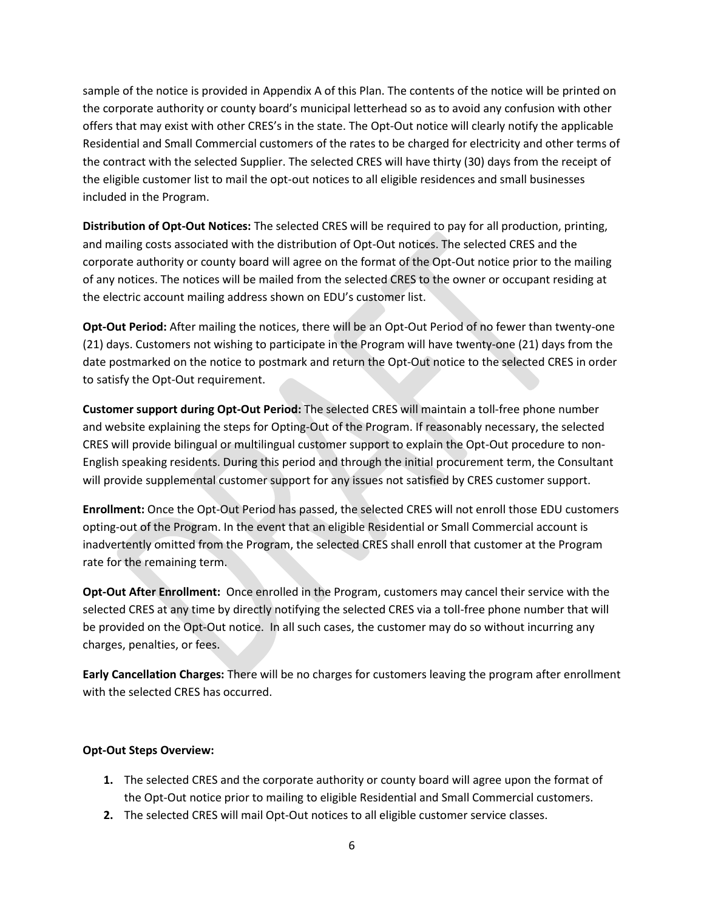sample of the notice is provided in Appendix A of this Plan. The contents of the notice will be printed on the corporate authority or county board's municipal letterhead so as to avoid any confusion with other offers that may exist with other CRES's in the state. The Opt-Out notice will clearly notify the applicable Residential and Small Commercial customers of the rates to be charged for electricity and other terms of the contract with the selected Supplier. The selected CRES will have thirty (30) days from the receipt of the eligible customer list to mail the opt-out notices to all eligible residences and small businesses included in the Program.

**Distribution of Opt-Out Notices:** The selected CRES will be required to pay for all production, printing, and mailing costs associated with the distribution of Opt-Out notices. The selected CRES and the corporate authority or county board will agree on the format of the Opt-Out notice prior to the mailing of any notices. The notices will be mailed from the selected CRES to the owner or occupant residing at the electric account mailing address shown on EDU's customer list.

**Opt-Out Period:** After mailing the notices, there will be an Opt-Out Period of no fewer than twenty-one (21) days. Customers not wishing to participate in the Program will have twenty-one (21) days from the date postmarked on the notice to postmark and return the Opt-Out notice to the selected CRES in order to satisfy the Opt-Out requirement.

**Customer support during Opt-Out Period:** The selected CRES will maintain a toll-free phone number and website explaining the steps for Opting-Out of the Program. If reasonably necessary, the selected CRES will provide bilingual or multilingual customer support to explain the Opt-Out procedure to non-English speaking residents. During this period and through the initial procurement term, the Consultant will provide supplemental customer support for any issues not satisfied by CRES customer support.

**Enrollment:** Once the Opt-Out Period has passed, the selected CRES will not enroll those EDU customers opting-out of the Program. In the event that an eligible Residential or Small Commercial account is inadvertently omitted from the Program, the selected CRES shall enroll that customer at the Program rate for the remaining term.

**Opt-Out After Enrollment:** Once enrolled in the Program, customers may cancel their service with the selected CRES at any time by directly notifying the selected CRES via a toll-free phone number that will be provided on the Opt-Out notice. In all such cases, the customer may do so without incurring any charges, penalties, or fees.

**Early Cancellation Charges:** There will be no charges for customers leaving the program after enrollment with the selected CRES has occurred.

**Opt-Out Steps Overview:**

1. The selected CRES and the corporate authority or county board will agree upon the format of the Opt-Out notice prior to mailing to eligible Residential and Small Commercial customers.
2. The selected CRES will mail Opt-Out notices to all eligible customer service classes.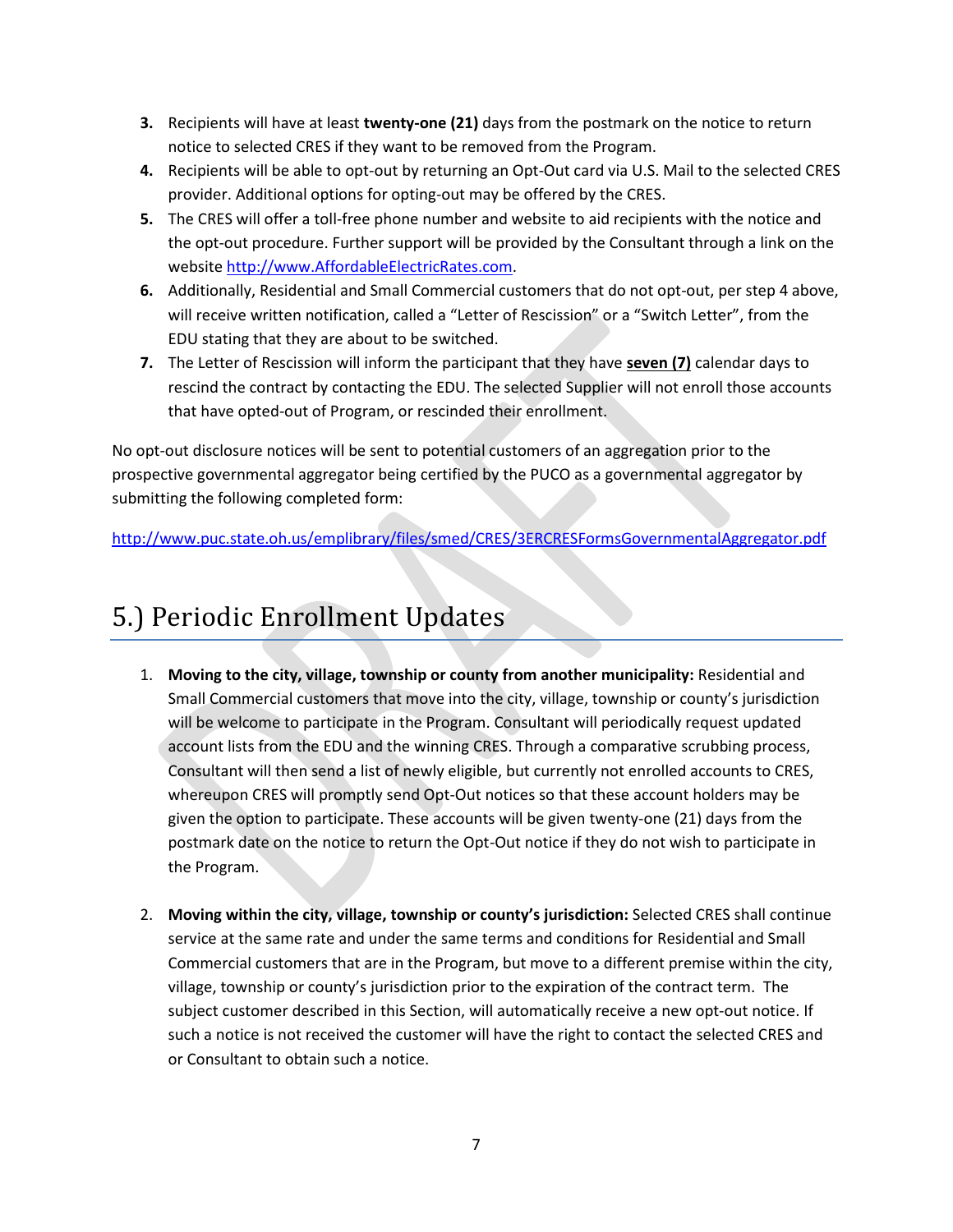3. Recipients will have at least **twenty-one (21)** days from the postmark on the notice to return notice to selected CRES if they want to be removed from the Program.
4. Recipients will be able to opt-out by returning an Opt-Out card via U.S. Mail to the selected CRES provider. Additional options for opting-out may be offered by the CRES.
5. The CRES will offer a toll-free phone number and website to aid recipients with the notice and the opt-out procedure. Further support will be provided by the Consultant through a link on the website http://www.AffordableElectricRates.com.
6. Additionally, Residential and Small Commercial customers that do not opt-out, per step 4 above, will receive written notification, called a "Letter of Rescission" or a "Switch Letter", from the EDU stating that they are about to be switched.
7. The Letter of Rescission will inform the participant that they have **seven (7)** calendar days to rescind the contract by contacting the EDU. The selected Supplier will not enroll those accounts that have opted-out of Program, or rescinded their enrollment.

No opt-out disclosure notices will be sent to potential customers of an aggregation prior to the prospective governmental aggregator being certified by the PUCO as a governmental aggregator by submitting the following completed form:

http://www.puc.state.oh.us/emplibrary/files/smed/CRES/3ERCRESFormsGovernmentalAggregator.pdf

# 5.) Periodic Enrollment Updates

1. **Moving to the city, village, township or county from another municipality:** Residential and Small Commercial customers that move into the city, village, township or county's jurisdiction will be welcome to participate in the Program. Consultant will periodically request updated account lists from the EDU and the winning CRES. Through a comparative scrubbing process, Consultant will then send a list of newly eligible, but currently not enrolled accounts to CRES, whereupon CRES will promptly send Opt-Out notices so that these account holders may be given the option to participate. These accounts will be given twenty-one (21) days from the postmark date on the notice to return the Opt-Out notice if they do not wish to participate in the Program.

2. **Moving within the city, village, township or county's jurisdiction:** Selected CRES shall continue service at the same rate and under the same terms and conditions for Residential and Small Commercial customers that are in the Program, but move to a different premise within the city, village, township or county's jurisdiction prior to the expiration of the contract term. The subject customer described in this Section, will automatically receive a new opt-out notice. If such a notice is not received the customer will have the right to contact the selected CRES and or Consultant to obtain such a notice.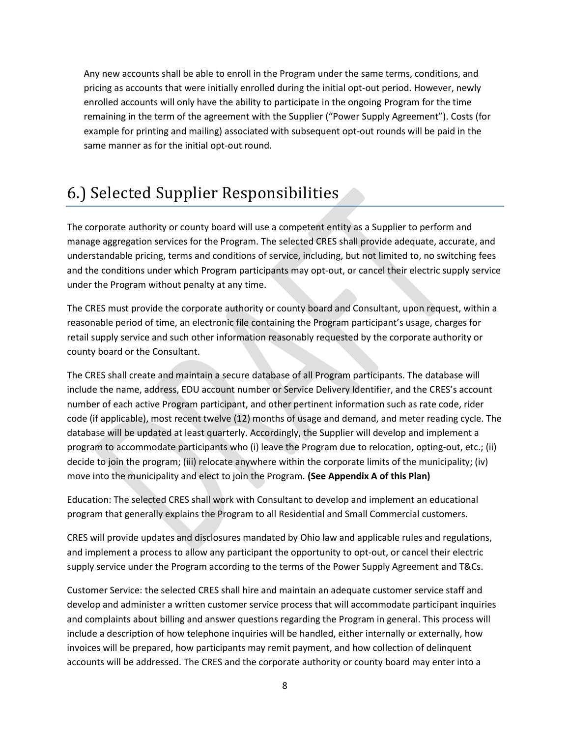Any new accounts shall be able to enroll in the Program under the same terms, conditions, and pricing as accounts that were initially enrolled during the initial opt-out period. However, newly enrolled accounts will only have the ability to participate in the ongoing Program for the time remaining in the term of the agreement with the Supplier ("Power Supply Agreement"). Costs (for example for printing and mailing) associated with subsequent opt-out rounds will be paid in the same manner as for the initial opt-out round.

# 6.) Selected Supplier Responsibilities

The corporate authority or county board will use a competent entity as a Supplier to perform and manage aggregation services for the Program. The selected CRES shall provide adequate, accurate, and understandable pricing, terms and conditions of service, including, but not limited to, no switching fees and the conditions under which Program participants may opt-out, or cancel their electric supply service under the Program without penalty at any time.

The CRES must provide the corporate authority or county board and Consultant, upon request, within a reasonable period of time, an electronic file containing the Program participant's usage, charges for retail supply service and such other information reasonably requested by the corporate authority or county board or the Consultant.

The CRES shall create and maintain a secure database of all Program participants. The database will include the name, address, EDU account number or Service Delivery Identifier, and the CRES's account number of each active Program participant, and other pertinent information such as rate code, rider code (if applicable), most recent twelve (12) months of usage and demand, and meter reading cycle. The database will be updated at least quarterly. Accordingly, the Supplier will develop and implement a program to accommodate participants who (i) leave the Program due to relocation, opting-out, etc.; (ii) decide to join the program; (iii) relocate anywhere within the corporate limits of the municipality; (iv) move into the municipality and elect to join the Program. **(See Appendix A of this Plan)**

Education: The selected CRES shall work with Consultant to develop and implement an educational program that generally explains the Program to all Residential and Small Commercial customers.

CRES will provide updates and disclosures mandated by Ohio law and applicable rules and regulations, and implement a process to allow any participant the opportunity to opt-out, or cancel their electric supply service under the Program according to the terms of the Power Supply Agreement and T&Cs.

Customer Service: the selected CRES shall hire and maintain an adequate customer service staff and develop and administer a written customer service process that will accommodate participant inquiries and complaints about billing and answer questions regarding the Program in general. This process will include a description of how telephone inquiries will be handled, either internally or externally, how invoices will be prepared, how participants may remit payment, and how collection of delinquent accounts will be addressed. The CRES and the corporate authority or county board may enter into a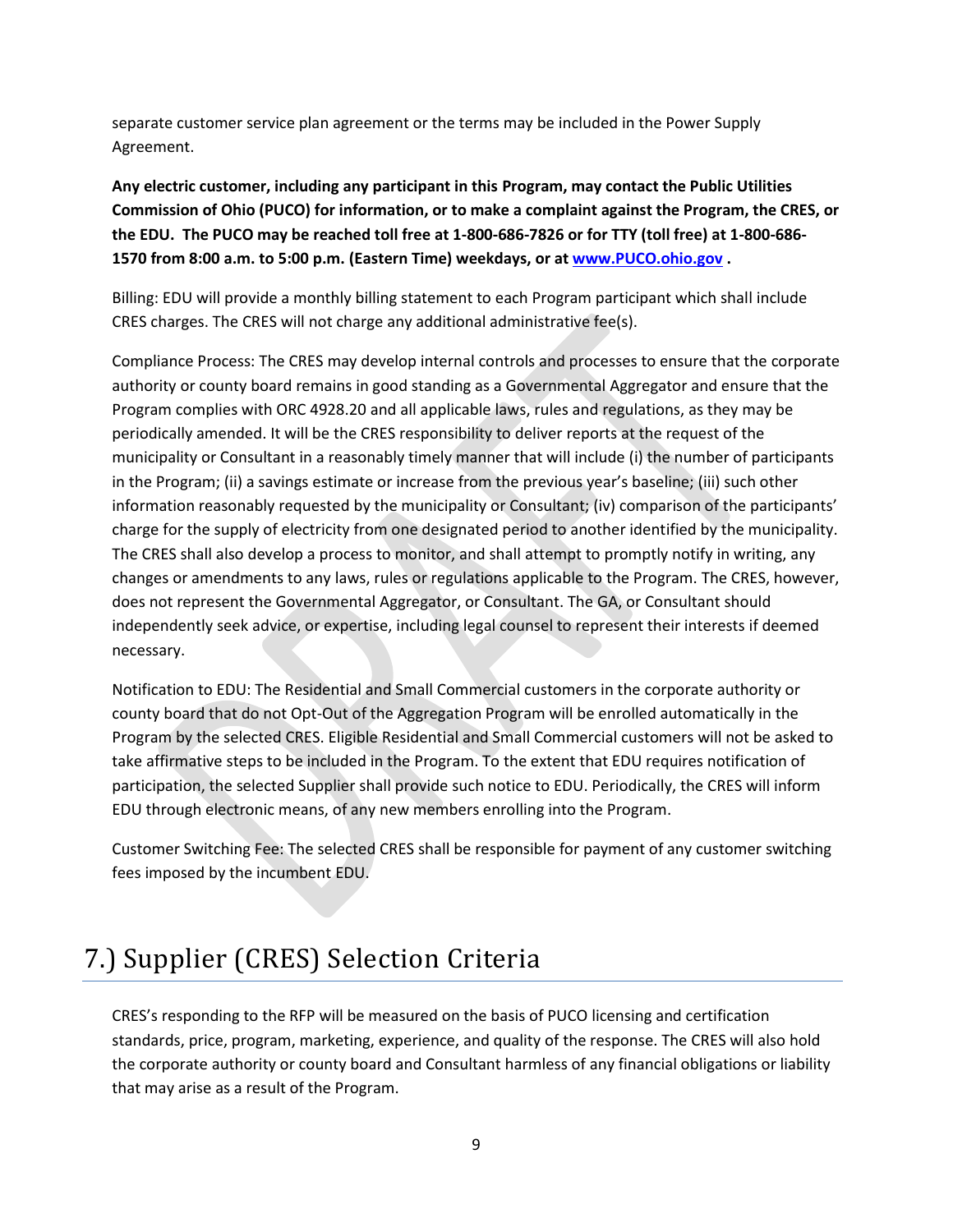separate customer service plan agreement or the terms may be included in the Power Supply Agreement.

**Any electric customer, including any participant in this Program, may contact the Public Utilities Commission of Ohio (PUCO) for information, or to make a complaint against the Program, the CRES, or the EDU. The PUCO may be reached toll free at 1-800-686-7826 or for TTY (toll free) at 1-800-686-1570 from 8:00 a.m. to 5:00 p.m. (Eastern Time) weekdays, or at [www.PUCO.ohio.gov](http://www.PUCO.ohio.gov) .**

Billing: EDU will provide a monthly billing statement to each Program participant which shall include CRES charges. The CRES will not charge any additional administrative fee(s).

Compliance Process: The CRES may develop internal controls and processes to ensure that the corporate authority or county board remains in good standing as a Governmental Aggregator and ensure that the Program complies with ORC 4928.20 and all applicable laws, rules and regulations, as they may be periodically amended. It will be the CRES responsibility to deliver reports at the request of the municipality or Consultant in a reasonably timely manner that will include (i) the number of participants in the Program; (ii) a savings estimate or increase from the previous year's baseline; (iii) such other information reasonably requested by the municipality or Consultant; (iv) comparison of the participants' charge for the supply of electricity from one designated period to another identified by the municipality. The CRES shall also develop a process to monitor, and shall attempt to promptly notify in writing, any changes or amendments to any laws, rules or regulations applicable to the Program. The CRES, however, does not represent the Governmental Aggregator, or Consultant. The GA, or Consultant should independently seek advice, or expertise, including legal counsel to represent their interests if deemed necessary.

Notification to EDU: The Residential and Small Commercial customers in the corporate authority or county board that do not Opt-Out of the Aggregation Program will be enrolled automatically in the Program by the selected CRES. Eligible Residential and Small Commercial customers will not be asked to take affirmative steps to be included in the Program. To the extent that EDU requires notification of participation, the selected Supplier shall provide such notice to EDU. Periodically, the CRES will inform EDU through electronic means, of any new members enrolling into the Program.

Customer Switching Fee: The selected CRES shall be responsible for payment of any customer switching fees imposed by the incumbent EDU.

# 7.) Supplier (CRES) Selection Criteria

CRES's responding to the RFP will be measured on the basis of PUCO licensing and certification standards, price, program, marketing, experience, and quality of the response. The CRES will also hold the corporate authority or county board and Consultant harmless of any financial obligations or liability that may arise as a result of the Program.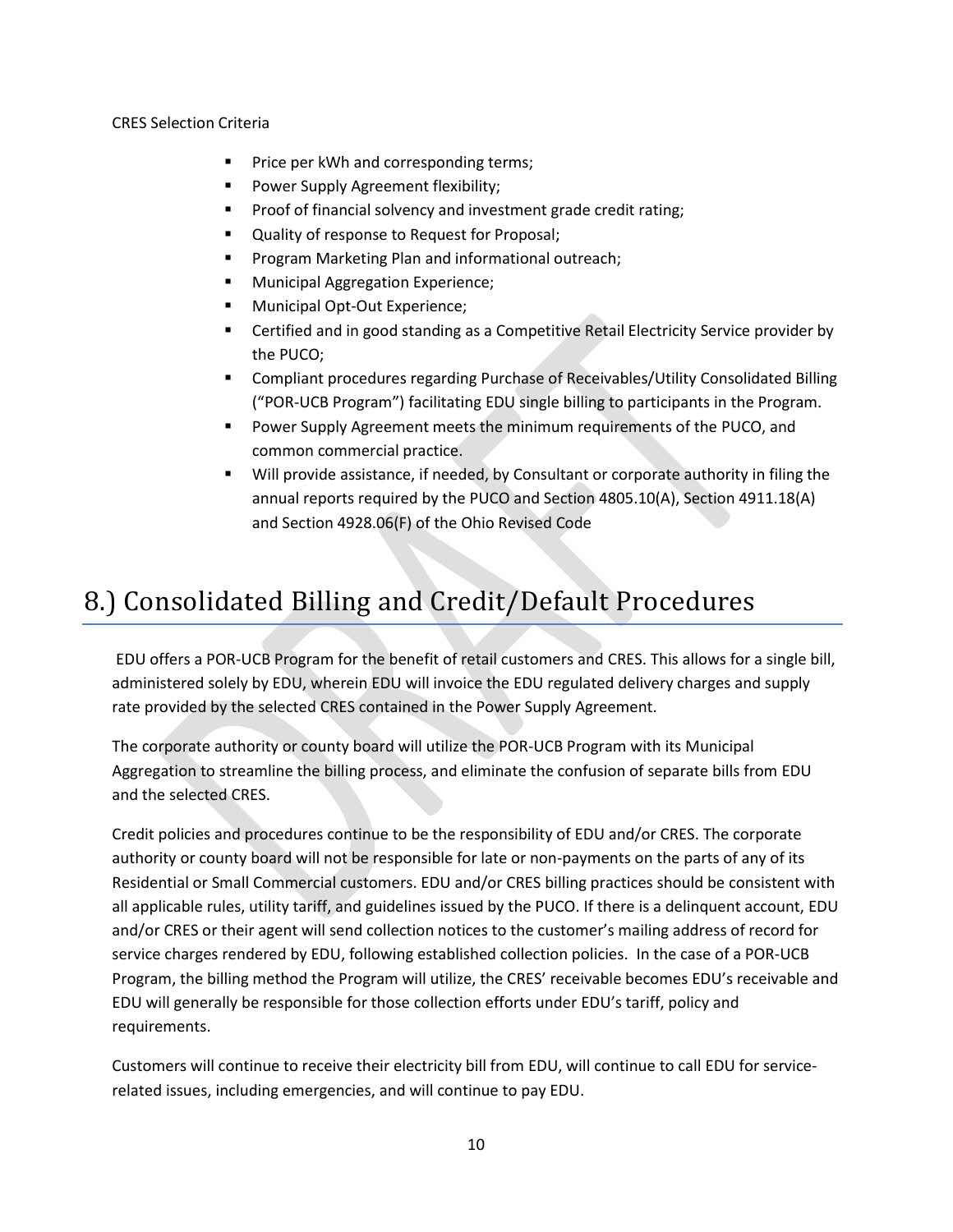CRES Selection Criteria

- Price per kWh and corresponding terms;
- Power Supply Agreement flexibility;
- Proof of financial solvency and investment grade credit rating;
- Quality of response to Request for Proposal;
- Program Marketing Plan and informational outreach;
- Municipal Aggregation Experience;
- Municipal Opt-Out Experience;
- Certified and in good standing as a Competitive Retail Electricity Service provider by the PUCO;
- Compliant procedures regarding Purchase of Receivables/Utility Consolidated Billing ("POR-UCB Program") facilitating EDU single billing to participants in the Program.
- Power Supply Agreement meets the minimum requirements of the PUCO, and common commercial practice.
- Will provide assistance, if needed, by Consultant or corporate authority in filing the annual reports required by the PUCO and Section 4805.10(A), Section 4911.18(A) and Section 4928.06(F) of the Ohio Revised Code

# 8.) Consolidated Billing and Credit/Default Procedures

EDU offers a POR-UCB Program for the benefit of retail customers and CRES. This allows for a single bill, administered solely by EDU, wherein EDU will invoice the EDU regulated delivery charges and supply rate provided by the selected CRES contained in the Power Supply Agreement.

The corporate authority or county board will utilize the POR-UCB Program with its Municipal Aggregation to streamline the billing process, and eliminate the confusion of separate bills from EDU and the selected CRES.

Credit policies and procedures continue to be the responsibility of EDU and/or CRES. The corporate authority or county board will not be responsible for late or non-payments on the parts of any of its Residential or Small Commercial customers. EDU and/or CRES billing practices should be consistent with all applicable rules, utility tariff, and guidelines issued by the PUCO. If there is a delinquent account, EDU and/or CRES or their agent will send collection notices to the customer's mailing address of record for service charges rendered by EDU, following established collection policies. In the case of a POR-UCB Program, the billing method the Program will utilize, the CRES' receivable becomes EDU's receivable and EDU will generally be responsible for those collection efforts under EDU's tariff, policy and requirements.

Customers will continue to receive their electricity bill from EDU, will continue to call EDU for service-related issues, including emergencies, and will continue to pay EDU.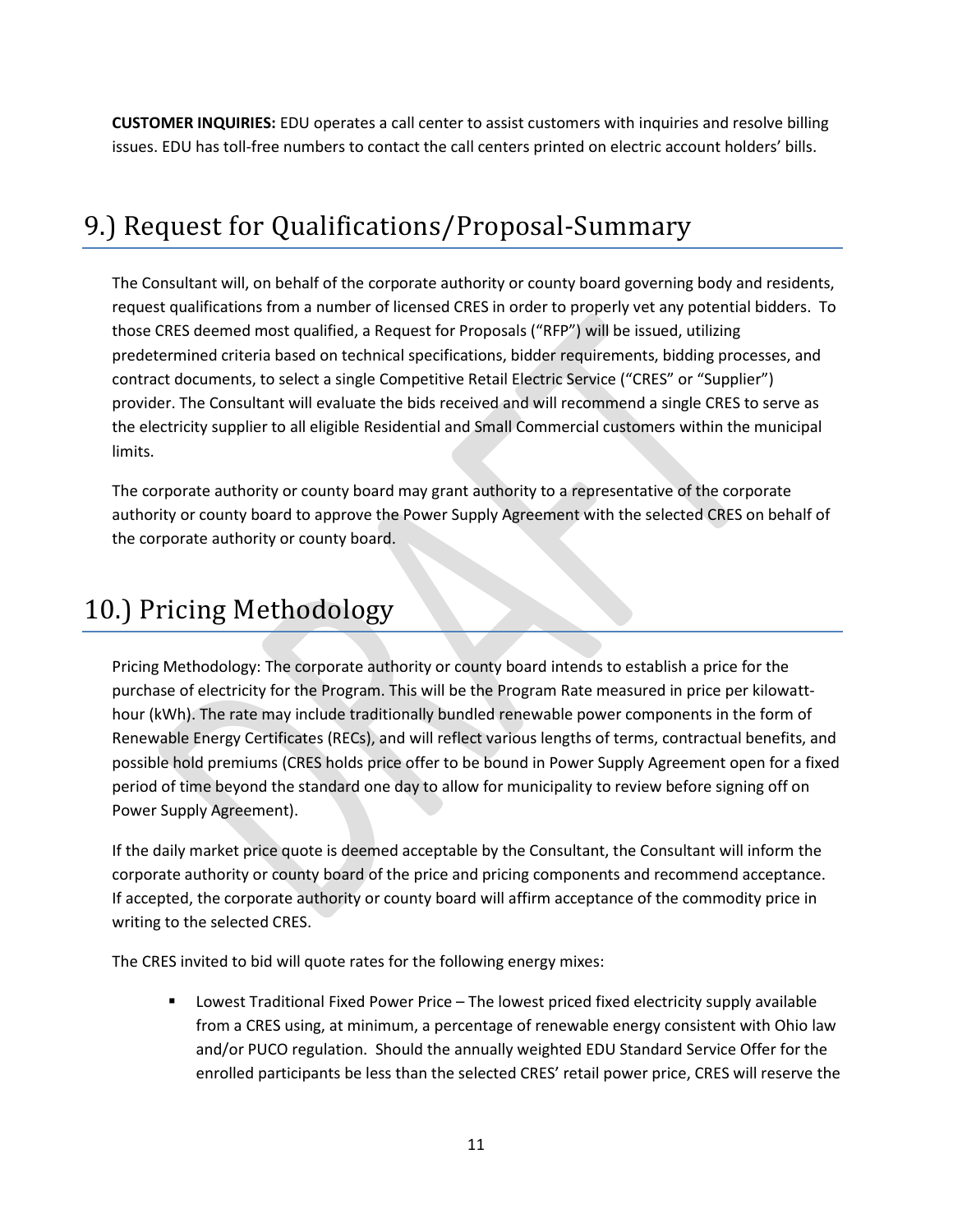**CUSTOMER INQUIRIES:** EDU operates a call center to assist customers with inquiries and resolve billing issues. EDU has toll-free numbers to contact the call centers printed on electric account holders' bills.

# 9.) Request for Qualifications/Proposal-Summary

The Consultant will, on behalf of the corporate authority or county board governing body and residents, request qualifications from a number of licensed CRES in order to properly vet any potential bidders. To those CRES deemed most qualified, a Request for Proposals ("RFP") will be issued, utilizing predetermined criteria based on technical specifications, bidder requirements, bidding processes, and contract documents, to select a single Competitive Retail Electric Service ("CRES" or "Supplier") provider. The Consultant will evaluate the bids received and will recommend a single CRES to serve as the electricity supplier to all eligible Residential and Small Commercial customers within the municipal limits.

The corporate authority or county board may grant authority to a representative of the corporate authority or county board to approve the Power Supply Agreement with the selected CRES on behalf of the corporate authority or county board.

# 10.) Pricing Methodology

Pricing Methodology: The corporate authority or county board intends to establish a price for the purchase of electricity for the Program. This will be the Program Rate measured in price per kilowatt-hour (kWh). The rate may include traditionally bundled renewable power components in the form of Renewable Energy Certificates (RECs), and will reflect various lengths of terms, contractual benefits, and possible hold premiums (CRES holds price offer to be bound in Power Supply Agreement open for a fixed period of time beyond the standard one day to allow for municipality to review before signing off on Power Supply Agreement).

If the daily market price quote is deemed acceptable by the Consultant, the Consultant will inform the corporate authority or county board of the price and pricing components and recommend acceptance. If accepted, the corporate authority or county board will affirm acceptance of the commodity price in writing to the selected CRES.

The CRES invited to bid will quote rates for the following energy mixes:

- Lowest Traditional Fixed Power Price – The lowest priced fixed electricity supply available from a CRES using, at minimum, a percentage of renewable energy consistent with Ohio law and/or PUCO regulation. Should the annually weighted EDU Standard Service Offer for the enrolled participants be less than the selected CRES' retail power price, CRES will reserve the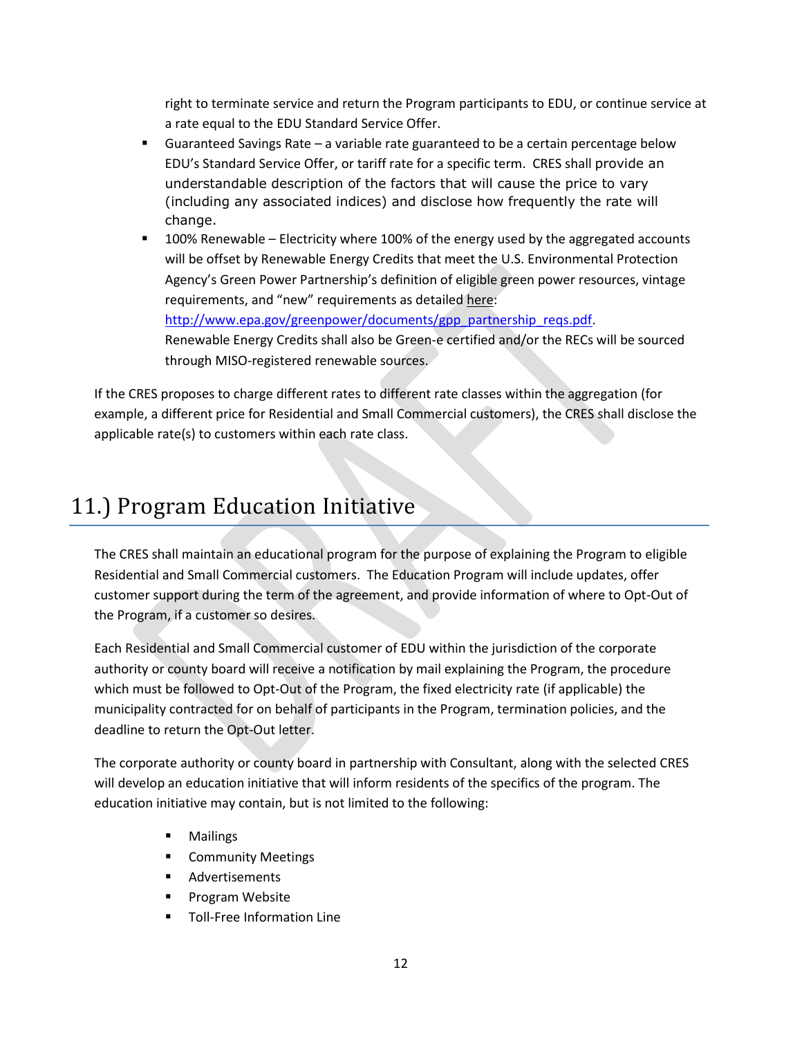right to terminate service and return the Program participants to EDU, or continue service at a rate equal to the EDU Standard Service Offer.

- Guaranteed Savings Rate – a variable rate guaranteed to be a certain percentage below EDU's Standard Service Offer, or tariff rate for a specific term. CRES shall provide an understandable description of the factors that will cause the price to vary (including any associated indices) and disclose how frequently the rate will change.
- 100% Renewable – Electricity where 100% of the energy used by the aggregated accounts will be offset by Renewable Energy Credits that meet the U.S. Environmental Protection Agency's Green Power Partnership's definition of eligible green power resources, vintage requirements, and "new" requirements as detailed here: http://www.epa.gov/greenpower/documents/gpp_partnership_reqs.pdf. Renewable Energy Credits shall also be Green-e certified and/or the RECs will be sourced through MISO-registered renewable sources.

If the CRES proposes to charge different rates to different rate classes within the aggregation (for example, a different price for Residential and Small Commercial customers), the CRES shall disclose the applicable rate(s) to customers within each rate class.

# 11.) Program Education Initiative

The CRES shall maintain an educational program for the purpose of explaining the Program to eligible Residential and Small Commercial customers. The Education Program will include updates, offer customer support during the term of the agreement, and provide information of where to Opt-Out of the Program, if a customer so desires.

Each Residential and Small Commercial customer of EDU within the jurisdiction of the corporate authority or county board will receive a notification by mail explaining the Program, the procedure which must be followed to Opt-Out of the Program, the fixed electricity rate (if applicable) the municipality contracted for on behalf of participants in the Program, termination policies, and the deadline to return the Opt-Out letter.

The corporate authority or county board in partnership with Consultant, along with the selected CRES will develop an education initiative that will inform residents of the specifics of the program. The education initiative may contain, but is not limited to the following:

- Mailings
- Community Meetings
- Advertisements
- Program Website
- Toll-Free Information Line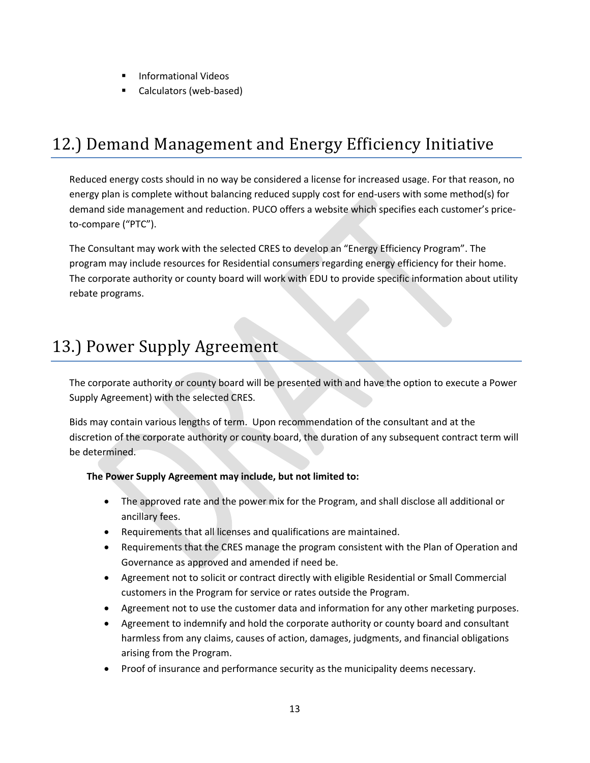- Informational Videos
- Calculators (web-based)

# 12.) Demand Management and Energy Efficiency Initiative

Reduced energy costs should in no way be considered a license for increased usage. For that reason, no energy plan is complete without balancing reduced supply cost for end-users with some method(s) for demand side management and reduction. PUCO offers a website which specifies each customer's price-to-compare ("PTC").

The Consultant may work with the selected CRES to develop an "Energy Efficiency Program". The program may include resources for Residential consumers regarding energy efficiency for their home. The corporate authority or county board will work with EDU to provide specific information about utility rebate programs.

# 13.) Power Supply Agreement

The corporate authority or county board will be presented with and have the option to execute a Power Supply Agreement) with the selected CRES.

Bids may contain various lengths of term. Upon recommendation of the consultant and at the discretion of the corporate authority or county board, the duration of any subsequent contract term will be determined.

**The Power Supply Agreement may include, but not limited to:**

- The approved rate and the power mix for the Program, and shall disclose all additional or ancillary fees.
- Requirements that all licenses and qualifications are maintained.
- Requirements that the CRES manage the program consistent with the Plan of Operation and Governance as approved and amended if need be.
- Agreement not to solicit or contract directly with eligible Residential or Small Commercial customers in the Program for service or rates outside the Program.
- Agreement not to use the customer data and information for any other marketing purposes.
- Agreement to indemnify and hold the corporate authority or county board and consultant harmless from any claims, causes of action, damages, judgments, and financial obligations arising from the Program.
- Proof of insurance and performance security as the municipality deems necessary.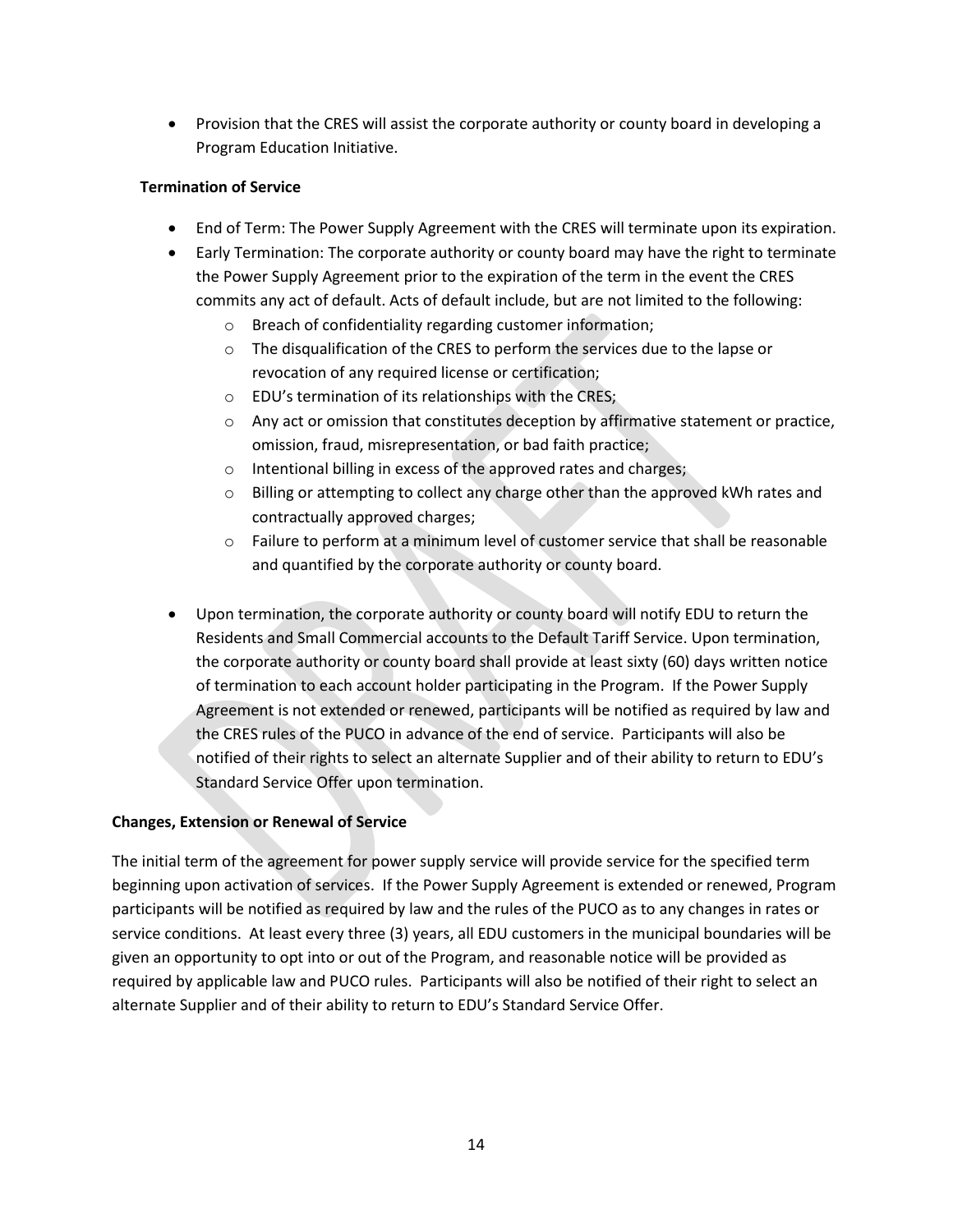- Provision that the CRES will assist the corporate authority or county board in developing a Program Education Initiative.

**Termination of Service**

- End of Term: The Power Supply Agreement with the CRES will terminate upon its expiration.
- Early Termination: The corporate authority or county board may have the right to terminate the Power Supply Agreement prior to the expiration of the term in the event the CRES commits any act of default. Acts of default include, but are not limited to the following:
  - Breach of confidentiality regarding customer information;
  - The disqualification of the CRES to perform the services due to the lapse or revocation of any required license or certification;
  - EDU's termination of its relationships with the CRES;
  - Any act or omission that constitutes deception by affirmative statement or practice, omission, fraud, misrepresentation, or bad faith practice;
  - Intentional billing in excess of the approved rates and charges;
  - Billing or attempting to collect any charge other than the approved kWh rates and contractually approved charges;
  - Failure to perform at a minimum level of customer service that shall be reasonable and quantified by the corporate authority or county board.
- Upon termination, the corporate authority or county board will notify EDU to return the Residents and Small Commercial accounts to the Default Tariff Service. Upon termination, the corporate authority or county board shall provide at least sixty (60) days written notice of termination to each account holder participating in the Program. If the Power Supply Agreement is not extended or renewed, participants will be notified as required by law and the CRES rules of the PUCO in advance of the end of service. Participants will also be notified of their rights to select an alternate Supplier and of their ability to return to EDU's Standard Service Offer upon termination.

**Changes, Extension or Renewal of Service**

The initial term of the agreement for power supply service will provide service for the specified term beginning upon activation of services. If the Power Supply Agreement is extended or renewed, Program participants will be notified as required by law and the rules of the PUCO as to any changes in rates or service conditions. At least every three (3) years, all EDU customers in the municipal boundaries will be given an opportunity to opt into or out of the Program, and reasonable notice will be provided as required by applicable law and PUCO rules. Participants will also be notified of their right to select an alternate Supplier and of their ability to return to EDU's Standard Service Offer.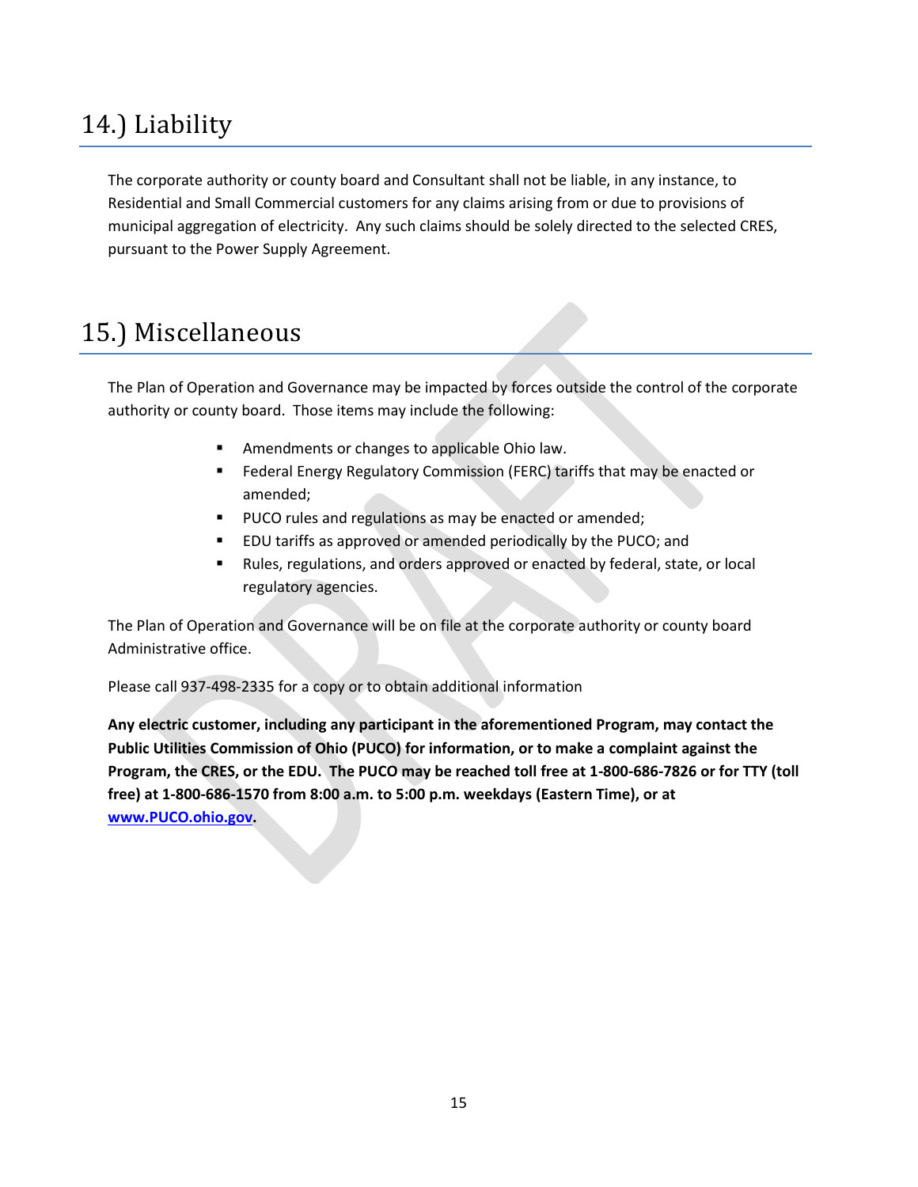## 14.) Liability

The corporate authority or county board and Consultant shall not be liable, in any instance, to Residential and Small Commercial customers for any claims arising from or due to provisions of municipal aggregation of electricity. Any such claims should be solely directed to the selected CRES, pursuant to the Power Supply Agreement.

## 15.) Miscellaneous

The Plan of Operation and Governance may be impacted by forces outside the control of the corporate authority or county board. Those items may include the following:

- Amendments or changes to applicable Ohio law.
- Federal Energy Regulatory Commission (FERC) tariffs that may be enacted or amended;
- PUCO rules and regulations as may be enacted or amended;
- EDU tariffs as approved or amended periodically by the PUCO; and
- Rules, regulations, and orders approved or enacted by federal, state, or local regulatory agencies.

The Plan of Operation and Governance will be on file at the corporate authority or county board Administrative office.

Please call 937-498-2335 for a copy or to obtain additional information

**Any electric customer, including any participant in the aforementioned Program, may contact the Public Utilities Commission of Ohio (PUCO) for information, or to make a complaint against the Program, the CRES, or the EDU. The PUCO may be reached toll free at 1-800-686-7826 or for TTY (toll free) at 1-800-686-1570 from 8:00 a.m. to 5:00 p.m. weekdays (Eastern Time), or at [www.PUCO.ohio.gov](http://www.PUCO.ohio.gov).**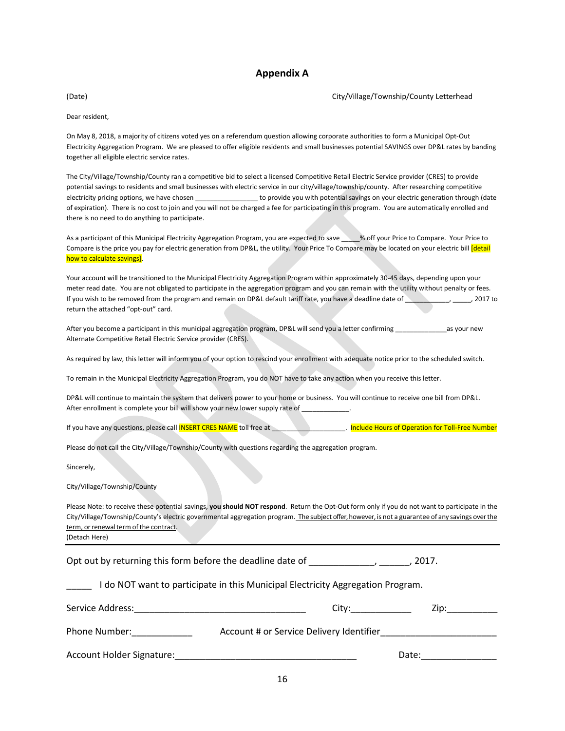# Appendix A

(Date) City/Village/Township/County Letterhead

Dear resident,

On May 8, 2018, a majority of citizens voted yes on a referendum question allowing corporate authorities to form a Municipal Opt-Out Electricity Aggregation Program. We are pleased to offer eligible residents and small businesses potential SAVINGS over DP&L rates by banding together all eligible electric service rates.

The City/Village/Township/County ran a competitive bid to select a licensed Competitive Retail Electric Service provider (CRES) to provide potential savings to residents and small businesses with electric service in our city/village/township/county. After researching competitive electricity pricing options, we have chosen ________________ to provide you with potential savings on your electric generation through (date of expiration). There is no cost to join and you will not be charged a fee for participating in this program. You are automatically enrolled and there is no need to do anything to participate.

As a participant of this Municipal Electricity Aggregation Program, you are expected to save _____% off your Price to Compare. Your Price to Compare is the price you pay for electric generation from DP&L, the utility. Your Price To Compare may be located on your electric bill [detail how to calculate savings].

Your account will be transitioned to the Municipal Electricity Aggregation Program within approximately 30-45 days, depending upon your meter read date. You are not obligated to participate in the aggregation program and you can remain with the utility without penalty or fees. If you wish to be removed from the program and remain on DP&L default tariff rate, you have a deadline date of ____________, _____, 2017 to return the attached "opt-out" card.

After you become a participant in this municipal aggregation program, DP&L will send you a letter confirming ______________as your new Alternate Competitive Retail Electric Service provider (CRES).

As required by law, this letter will inform you of your option to rescind your enrollment with adequate notice prior to the scheduled switch.

To remain in the Municipal Electricity Aggregation Program, you do NOT have to take any action when you receive this letter.

DP&L will continue to maintain the system that delivers power to your home or business. You will continue to receive one bill from DP&L. After enrollment is complete your bill will show your new lower supply rate of _____________.

If you have any questions, please call INSERT CRES NAME toll free at ___________________. Include Hours of Operation for Toll-Free Number

Please do not call the City/Village/Township/County with questions regarding the aggregation program.

Sincerely,

City/Village/Township/County

Please Note: to receive these potential savings, **you should NOT respond**. Return the Opt-Out form only if you do not want to participate in the City/Village/Township/County's electric governmental aggregation program. The subject offer, however, is not a guarantee of any savings over the term, or renewal term of the contract.

(Detach Here)

---

Opt out by returning this form before the deadline date of _____________, ______, 2017.

_____ I do NOT want to participate in this Municipal Electricity Aggregation Program.

Service Address:__________________________________ City:____________ Zip:__________

Phone Number:____________ Account # or Service Delivery Identifier_______________________

Account Holder Signature:___________________________________ Date:_______________